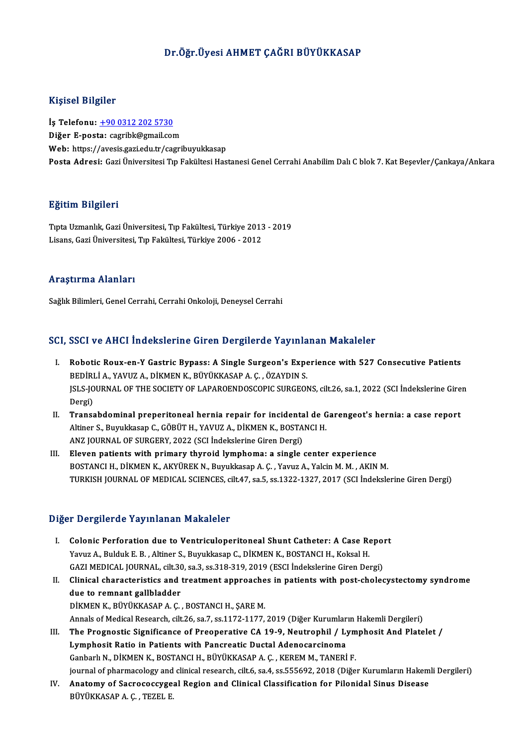# Dr.Öğr.Üyesi AHMET ÇAĞRI BÜYÜKKASAP

## Kişisel Bilgiler

**İş Telefonu:** +90 0312 202 5730
**Diğer E-posta:** cagribk@gmail.com
**Web:** https://avesis.gazi.edu.tr/cagribuyukkasap
**Posta Adresi:** Gazi Üniversitesi Tıp Fakültesi Hastanesi Genel Cerrahi Anabilim Dalı C blok 7. Kat Beşevler/Çankaya/Ankara

## Eğitim Bilgileri

Tıpta Uzmanlık, Gazi Üniversitesi, Tıp Fakültesi, Türkiye 2013 - 2019
Lisans, Gazi Üniversitesi, Tıp Fakültesi, Türkiye 2006 - 2012

## Araştırma Alanları

Sağlık Bilimleri, Genel Cerrahi, Cerrahi Onkoloji, Deneysel Cerrahi

## SCI, SSCI ve AHCI İndekslerine Giren Dergilerde Yayınlanan Makaleler

I. **Robotic Roux-en-Y Gastric Bypass: A Single Surgeon's Experience with 527 Consecutive Patients**
BEDİRLİ A., YAVUZ A., DİKMEN K., BÜYÜKKASAP A. Ç. , ÖZAYDIN S.
JSLS-JOURNAL OF THE SOCIETY OF LAPAROENDOSCOPIC SURGEONS, cilt.26, sa.1, 2022 (SCI İndekslerine Giren Dergi)

II. **Transabdominal preperitoneal hernia repair for incidental de Garengeot's hernia: a case report**
Altiner S., Buyukkasap C., GÖBÜT H., YAVUZ A., DİKMEN K., BOSTANCI H.
ANZ JOURNAL OF SURGERY, 2022 (SCI İndekslerine Giren Dergi)

III. **Eleven patients with primary thyroid lymphoma: a single center experience**
BOSTANCI H., DİKMEN K., AKYÜREK N., Buyukkasap A. Ç. , Yavuz A., Yalcin M. M. , AKIN M.
TURKISH JOURNAL OF MEDICAL SCIENCES, cilt.47, sa.5, ss.1322-1327, 2017 (SCI İndekslerine Giren Dergi)

## Diğer Dergilerde Yayınlanan Makaleler

I. **Colonic Perforation due to Ventriculoperitoneal Shunt Catheter: A Case Report**
Yavuz A., Bulduk E. B. , Altiner S., Buyukkasap C., DİKMEN K., BOSTANCI H., Koksal H.
GAZI MEDICAL JOURNAL, cilt.30, sa.3, ss.318-319, 2019 (ESCI İndekslerine Giren Dergi)

II. **Clinical characteristics and treatment approaches in patients with post-cholecystectomy syndrome due to remnant gallbladder**
DİKMEN K., BÜYÜKKASAP A. Ç. , BOSTANCI H., ŞARE M.
Annals of Medical Research, cilt.26, sa.7, ss.1172-1177, 2019 (Diğer Kurumların Hakemli Dergileri)

III. **The Prognostic Significance of Preoperative CA 19-9, Neutrophil / Lymphosit And Platelet / Lymphosit Ratio in Patients with Pancreatic Ductal Adenocarcinoma**
Ganbarlı N., DİKMEN K., BOSTANCI H., BÜYÜKKASAP A. Ç. , KEREM M., TANERİ F.
journal of pharmacology and clinical research, cilt.6, sa.4, ss.555692, 2018 (Diğer Kurumların Hakemli Dergileri)

IV. **Anatomy of Sacrococcygeal Region and Clinical Classification for Pilonidal Sinus Disease**
BÜYÜKKASAP A. Ç. , TEZEL E.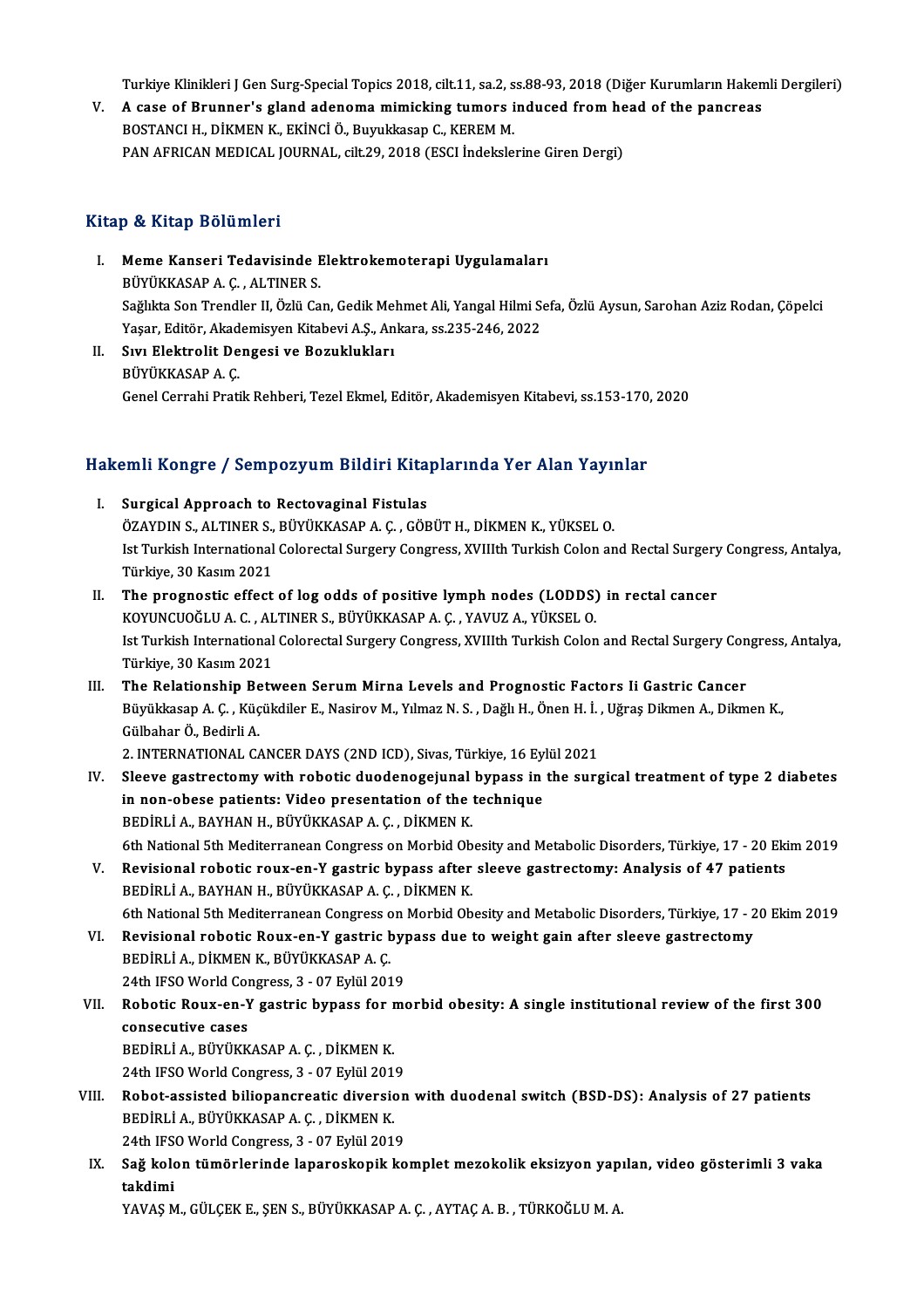Turkiye Klinikleri J Gen Surg-Special Topics 2018, cilt.11, sa.2, ss.88-93, 2018 (Diğer Kurumların Hakemli Dergileri)

V. **A case of Brunner's gland adenoma mimicking tumors induced from head of the pancreas**
BOSTANCI H., DİKMEN K., EKİNCİ Ö., Buyukkasap C., KEREM M.
PAN AFRICAN MEDICAL JOURNAL, cilt.29, 2018 (ESCI İndekslerine Giren Dergi)

## Kitap & Kitap Bölümleri

I. **Meme Kanseri Tedavisinde Elektrokemoterapi Uygulamaları**
BÜYÜKKASAP A. Ç. , ALTINER S.
Sağlıkta Son Trendler II, Özlü Can, Gedik Mehmet Ali, Yangal Hilmi Sefa, Özlü Aysun, Sarohan Aziz Rodan, Çöpelci Yaşar, Editör, Akademisyen Kitabevi A.Ş., Ankara, ss.235-246, 2022

II. **Sıvı Elektrolit Dengesi ve Bozuklukları**
BÜYÜKKASAP A. Ç.
Genel Cerrahi Pratik Rehberi, Tezel Ekmel, Editör, Akademisyen Kitabevi, ss.153-170, 2020

## Hakemli Kongre / Sempozyum Bildiri Kitaplarında Yer Alan Yayınlar

I. **Surgical Approach to Rectovaginal Fistulas**
ÖZAYDIN S., ALTINER S., BÜYÜKKASAP A. Ç. , GÖBÜT H., DİKMEN K., YÜKSEL O.
Ist Turkish International Colorectal Surgery Congress, XVIIIth Turkish Colon and Rectal Surgery Congress, Antalya, Türkiye, 30 Kasım 2021

II. **The prognostic effect of log odds of positive lymph nodes (LODDS) in rectal cancer**
KOYUNCUOĞLU A. C. , ALTINER S., BÜYÜKKASAP A. Ç. , YAVUZ A., YÜKSEL O.
Ist Turkish International Colorectal Surgery Congress, XVIIIth Turkish Colon and Rectal Surgery Congress, Antalya, Türkiye, 30 Kasım 2021

III. **The Relationship Between Serum Mirna Levels and Prognostic Factors Ii Gastric Cancer**
Büyükkasap A. Ç. , Küçükdiler E., Nasirov M., Yılmaz N. S. , Dağlı H., Önen H. İ. , Uğraş Dikmen A., Dikmen K., Gülbahar Ö., Bedirli A.
2. INTERNATIONAL CANCER DAYS (2ND ICD), Sivas, Türkiye, 16 Eylül 2021

IV. **Sleeve gastrectomy with robotic duodenogejunal bypass in the surgical treatment of type 2 diabetes in non-obese patients: Video presentation of the technique**
BEDİRLİ A., BAYHAN H., BÜYÜKKASAP A. Ç. , DİKMEN K.
6th National 5th Mediterranean Congress on Morbid Obesity and Metabolic Disorders, Türkiye, 17 - 20 Ekim 2019

V. **Revisional robotic roux-en-Y gastric bypass after sleeve gastrectomy: Analysis of 47 patients**
BEDİRLİ A., BAYHAN H., BÜYÜKKASAP A. Ç. , DİKMEN K.
6th National 5th Mediterranean Congress on Morbid Obesity and Metabolic Disorders, Türkiye, 17 - 20 Ekim 2019

VI. **Revisional robotic Roux-en-Y gastric bypass due to weight gain after sleeve gastrectomy**
BEDİRLİ A., DİKMEN K., BÜYÜKKASAP A. Ç.
24th IFSO World Congress, 3 - 07 Eylül 2019

VII. **Robotic Roux-en-Y gastric bypass for morbid obesity: A single institutional review of the first 300 consecutive cases**
BEDİRLİ A., BÜYÜKKASAP A. Ç. , DİKMEN K.
24th IFSO World Congress, 3 - 07 Eylül 2019

VIII. **Robot-assisted biliopancreatic diversion with duodenal switch (BSD-DS): Analysis of 27 patients**
BEDİRLİ A., BÜYÜKKASAP A. Ç. , DİKMEN K.
24th IFSO World Congress, 3 - 07 Eylül 2019

IX. **Sağ kolon tümörlerinde laparoskopik komplet mezokolik eksizyon yapılan, video gösterimli 3 vaka takdimi**
YAVAŞ M., GÜLÇEK E., ŞEN S., BÜYÜKKASAP A. Ç. , AYTAÇ A. B. , TÜRKOĞLU M. A.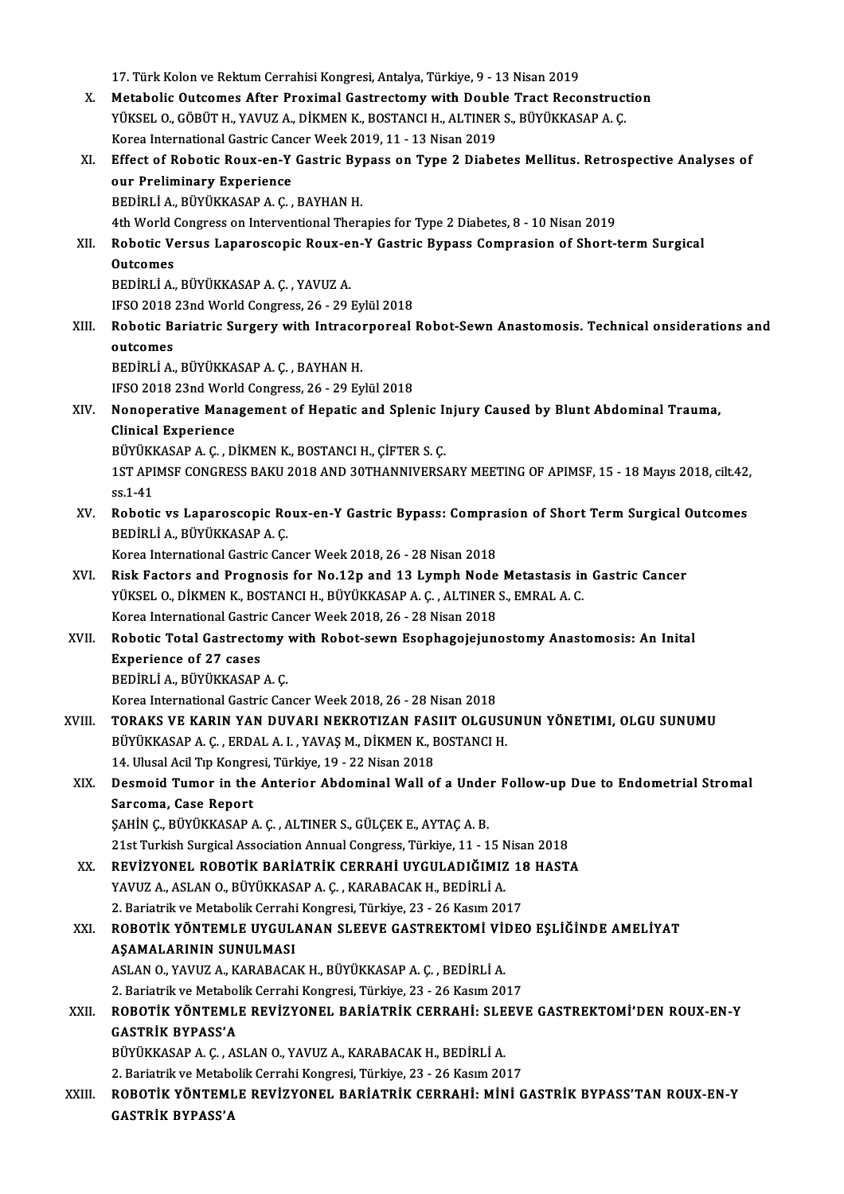17. Türk Kolon ve Rektum Cerrahisi Kongresi, Antalya, Türkiye, 9 - 13 Nisan 2019

X. **Metabolic Outcomes After Proximal Gastrectomy with Double Tract Reconstruction**
   YÜKSEL O., GÖBÜT H., YAVUZ A., DİKMEN K., BOSTANCI H., ALTINER S., BÜYÜKKASAP A. Ç.
   Korea International Gastric Cancer Week 2019, 11 - 13 Nisan 2019

XI. **Effect of Robotic Roux-en-Y Gastric Bypass on Type 2 Diabetes Mellitus. Retrospective Analyses of our Preliminary Experience**
   BEDİRLİ A., BÜYÜKKASAP A. Ç. , BAYHAN H.
   4th World Congress on Interventional Therapies for Type 2 Diabetes, 8 - 10 Nisan 2019

XII. **Robotic Versus Laparoscopic Roux-en-Y Gastric Bypass Comprasion of Short-term Surgical Outcomes**
   BEDİRLİ A., BÜYÜKKASAP A. Ç. , YAVUZ A.
   IFSO 2018 23nd World Congress, 26 - 29 Eylül 2018

XIII. **Robotic Bariatric Surgery with Intracorporeal Robot-Sewn Anastomosis. Technical onsiderations and outcomes**
   BEDİRLİ A., BÜYÜKKASAP A. Ç. , BAYHAN H.
   IFSO 2018 23nd World Congress, 26 - 29 Eylül 2018

XIV. **Nonoperative Management of Hepatic and Splenic Injury Caused by Blunt Abdominal Trauma, Clinical Experience**
   BÜYÜKKASAP A. Ç. , DİKMEN K., BOSTANCI H., ÇİFTER S. Ç.
   1ST APIMSF CONGRESS BAKU 2018 AND 30THANNIVERSARY MEETING OF APIMSF, 15 - 18 Mayıs 2018, cilt.42, ss.1-41

XV. **Robotic vs Laparoscopic Roux-en-Y Gastric Bypass: Comprasion of Short Term Surgical Outcomes**
   BEDİRLİ A., BÜYÜKKASAP A. Ç.
   Korea International Gastric Cancer Week 2018, 26 - 28 Nisan 2018

XVI. **Risk Factors and Prognosis for No.12p and 13 Lymph Node Metastasis in Gastric Cancer**
   YÜKSEL O., DİKMEN K., BOSTANCI H., BÜYÜKKASAP A. Ç. , ALTINER S., EMRAL A. C.
   Korea International Gastric Cancer Week 2018, 26 - 28 Nisan 2018

XVII. **Robotic Total Gastrectomy with Robot-sewn Esophagojejunostomy Anastomosis: An Inital Experience of 27 cases**
   BEDİRLİ A., BÜYÜKKASAP A. Ç.
   Korea International Gastric Cancer Week 2018, 26 - 28 Nisan 2018

XVIII. **TORAKS VE KARIN YAN DUVARI NEKROTIZAN FASIIT OLGUSUNUN YÖNETIMI, OLGU SUNUMU**
   BÜYÜKKASAP A. Ç. , ERDAL A. I. , YAVAŞ M., DİKMEN K., BOSTANCI H.
   14. Ulusal Acil Tıp Kongresi, Türkiye, 19 - 22 Nisan 2018

XIX. **Desmoid Tumor in the Anterior Abdominal Wall of a Under Follow-up Due to Endometrial Stromal Sarcoma, Case Report**
   ŞAHİN Ç., BÜYÜKKASAP A. Ç. , ALTINER S., GÜLÇEK E., AYTAÇ A. B.
   21st Turkish Surgical Association Annual Congress, Türkiye, 11 - 15 Nisan 2018

XX. **REVİZYONEL ROBOTİK BARİATRİK CERRAHİ UYGULADIĞIMIZ 18 HASTA**
   YAVUZ A., ASLAN O., BÜYÜKKASAP A. Ç. , KARABACAK H., BEDİRLİ A.
   2. Bariatrik ve Metabolik Cerrahi Kongresi, Türkiye, 23 - 26 Kasım 2017

XXI. **ROBOTİK YÖNTEMLE UYGULANAN SLEEVE GASTREKTOMİ VİDEO EŞLİĞİNDE AMELİYAT AŞAMALARININ SUNULMASI**
   ASLAN O., YAVUZ A., KARABACAK H., BÜYÜKKASAP A. Ç. , BEDİRLİ A.
   2. Bariatrik ve Metabolik Cerrahi Kongresi, Türkiye, 23 - 26 Kasım 2017

XXII. **ROBOTİK YÖNTEMLE REVİZYONEL BARİATRİK CERRAHİ: SLEEVE GASTREKTOMİ'DEN ROUX-EN-Y GASTRİK BYPASS'A**
   BÜYÜKKASAP A. Ç. , ASLAN O., YAVUZ A., KARABACAK H., BEDİRLİ A.
   2. Bariatrik ve Metabolik Cerrahi Kongresi, Türkiye, 23 - 26 Kasım 2017

XXIII. **ROBOTİK YÖNTEMLE REVİZYONEL BARİATRİK CERRAHİ: MİNİ GASTRİK BYPASS'TAN ROUX-EN-Y GASTRİK BYPASS'A**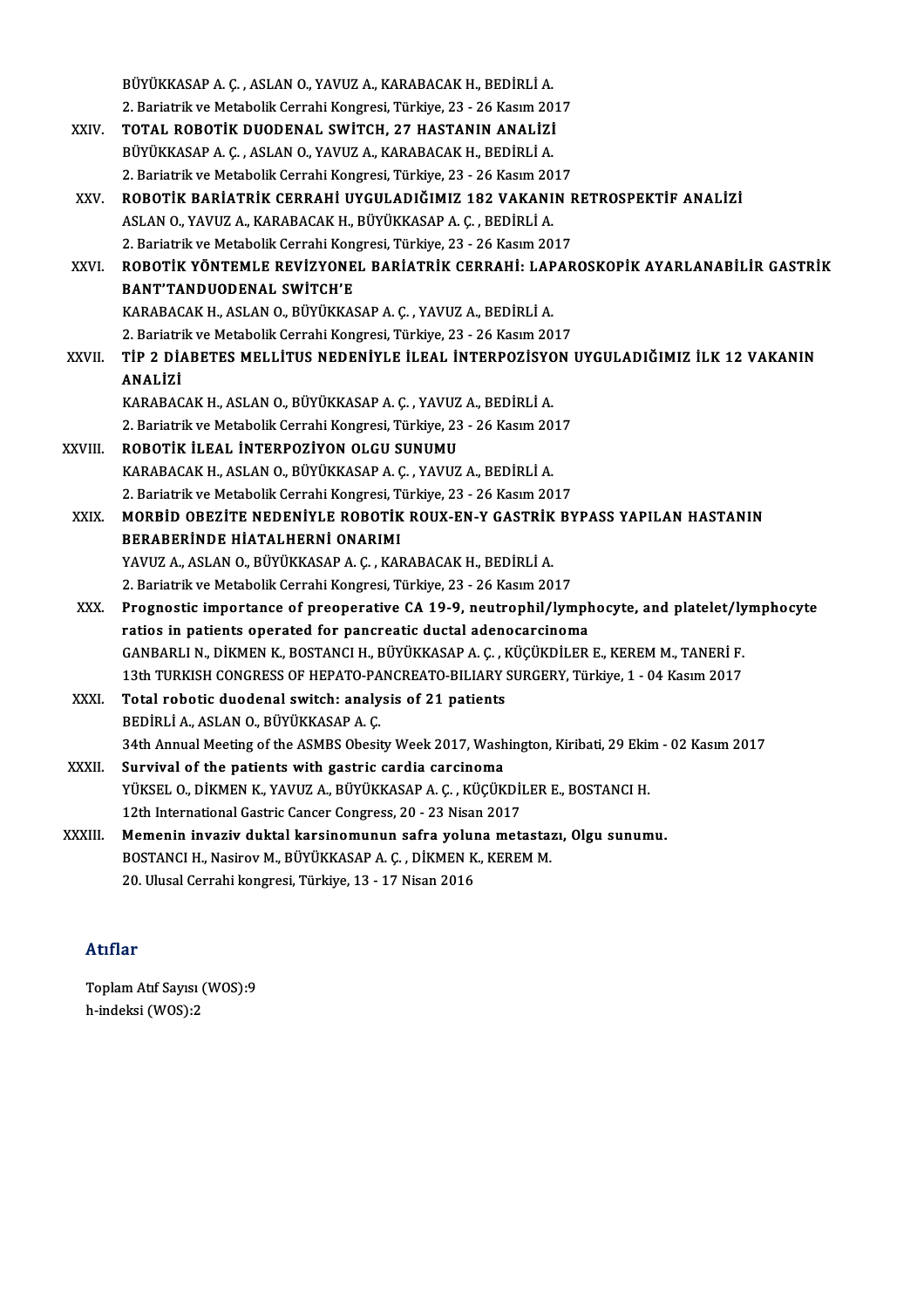BÜYÜKKASAP A. Ç. , ASLAN O., YAVUZ A., KARABACAK H., BEDİRLİ A.
2. Bariatrik ve Metabolik Cerrahi Kongresi, Türkiye, 23 - 26 Kasım 2017

XXIV. **TOTAL ROBOTİK DUODENAL SWİTCH, 27 HASTANIN ANALİZİ**
BÜYÜKKASAP A. Ç. , ASLAN O., YAVUZ A., KARABACAK H., BEDİRLİ A.
2. Bariatrik ve Metabolik Cerrahi Kongresi, Türkiye, 23 - 26 Kasım 2017

XXV. **ROBOTİK BARİATRİK CERRAHİ UYGULADIĞIMIZ 182 VAKANIN RETROSPEKTİF ANALİZİ**
ASLAN O., YAVUZ A., KARABACAK H., BÜYÜKKASAP A. Ç. , BEDİRLİ A.
2. Bariatrik ve Metabolik Cerrahi Kongresi, Türkiye, 23 - 26 Kasım 2017

XXVI. **ROBOTİK YÖNTEMLE REVİZYONEL BARİATRİK CERRAHİ: LAPAROSKOPİK AYARLANABİLİR GASTRİK BANT'TANDUODENAL SWİTCH'E**
KARABACAK H., ASLAN O., BÜYÜKKASAP A. Ç. , YAVUZ A., BEDİRLİ A.
2. Bariatrik ve Metabolik Cerrahi Kongresi, Türkiye, 23 - 26 Kasım 2017

XXVII. **TİP 2 DİABETES MELLİTUS NEDENİYLE İLEAL İNTERPOZİSYON UYGULADIĞIMIZ İLK 12 VAKANIN ANALİZİ**
KARABACAK H., ASLAN O., BÜYÜKKASAP A. Ç. , YAVUZ A., BEDİRLİ A.
2. Bariatrik ve Metabolik Cerrahi Kongresi, Türkiye, 23 - 26 Kasım 2017

XXVIII. **ROBOTİK İLEAL İNTERPOZİYON OLGU SUNUMU**
KARABACAK H., ASLAN O., BÜYÜKKASAP A. Ç. , YAVUZ A., BEDİRLİ A.
2. Bariatrik ve Metabolik Cerrahi Kongresi, Türkiye, 23 - 26 Kasım 2017

XXIX. **MORBİD OBEZİTE NEDENİYLE ROBOTİK ROUX-EN-Y GASTRİK BYPASS YAPILAN HASTANIN BERABERİNDE HİATALHERNİ ONARIMI**
YAVUZ A., ASLAN O., BÜYÜKKASAP A. Ç. , KARABACAK H., BEDİRLİ A.
2. Bariatrik ve Metabolik Cerrahi Kongresi, Türkiye, 23 - 26 Kasım 2017

XXX. **Prognostic importance of preoperative CA 19-9, neutrophil/lymphocyte, and platelet/lymphocyte ratios in patients operated for pancreatic ductal adenocarcinoma**
GANBARLI N., DİKMEN K., BOSTANCI H., BÜYÜKKASAP A. Ç. , KÜÇÜKDİLER E., KEREM M., TANERİ F.
13th TURKISH CONGRESS OF HEPATO-PANCREATO-BILIARY SURGERY, Türkiye, 1 - 04 Kasım 2017

XXXI. **Total robotic duodenal switch: analysis of 21 patients**
BEDİRLİ A., ASLAN O., BÜYÜKKASAP A. Ç.
34th Annual Meeting of the ASMBS Obesity Week 2017, Washington, Kiribati, 29 Ekim - 02 Kasım 2017

XXXII. **Survival of the patients with gastric cardia carcinoma**
YÜKSEL O., DİKMEN K., YAVUZ A., BÜYÜKKASAP A. Ç. , KÜÇÜKDİLER E., BOSTANCI H.
12th International Gastric Cancer Congress, 20 - 23 Nisan 2017

XXXIII. **Memenin invaziv duktal karsinomunun safra yoluna metastazı, Olgu sunumu.**
BOSTANCI H., Nasirov M., BÜYÜKKASAP A. Ç. , DİKMEN K., KEREM M.
20. Ulusal Cerrahi kongresi, Türkiye, 13 - 17 Nisan 2016

## Atıflar

Toplam Atıf Sayısı (WOS):9
h-indeksi (WOS):2